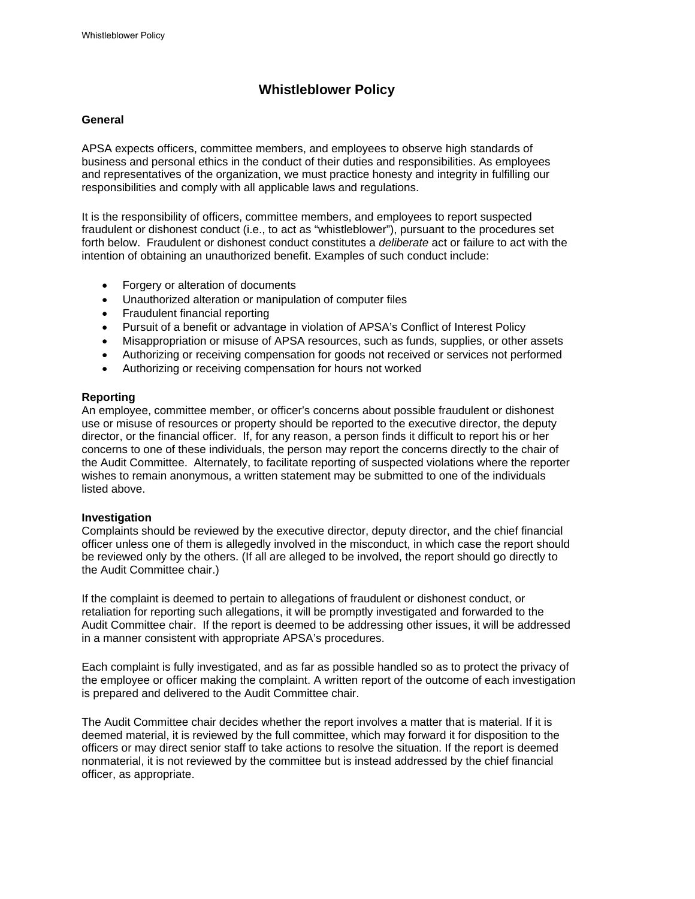# Whistleblower Policy

## General

APSA expects officers, committee members, and employees to observe high standards of business and personal ethics in the conduct of their duties and responsibilities. As employees and representatives of the organization, we must practice honesty and integrity in fulfilling our responsibilities and comply with all applicable laws and regulations.

It is the responsibility of officers, committee members, and employees to report suspected fraudulent or dishonest conduct (i.e., to act as "whistleblower"), pursuant to the procedures set forth below. Fraudulent or dishonest conduct constitutes a *deliberate* act or failure to act with the intention of obtaining an unauthorized benefit. Examples of such conduct include:

- Forgery or alteration of documents
- Unauthorized alteration or manipulation of computer files
- Fraudulent financial reporting
- Pursuit of a benefit or advantage in violation of APSA's Conflict of Interest Policy
- Misappropriation or misuse of APSA resources, such as funds, supplies, or other assets
- Authorizing or receiving compensation for goods not received or services not performed
- Authorizing or receiving compensation for hours not worked

## Reporting

An employee, committee member, or officer's concerns about possible fraudulent or dishonest use or misuse of resources or property should be reported to the executive director, the deputy director, or the financial officer. If, for any reason, a person finds it difficult to report his or her concerns to one of these individuals, the person may report the concerns directly to the chair of the Audit Committee. Alternately, to facilitate reporting of suspected violations where the reporter wishes to remain anonymous, a written statement may be submitted to one of the individuals listed above.

## Investigation

Complaints should be reviewed by the executive director, deputy director, and the chief financial officer unless one of them is allegedly involved in the misconduct, in which case the report should be reviewed only by the others. (If all are alleged to be involved, the report should go directly to the Audit Committee chair.)

If the complaint is deemed to pertain to allegations of fraudulent or dishonest conduct, or retaliation for reporting such allegations, it will be promptly investigated and forwarded to the Audit Committee chair. If the report is deemed to be addressing other issues, it will be addressed in a manner consistent with appropriate APSA's procedures.

Each complaint is fully investigated, and as far as possible handled so as to protect the privacy of the employee or officer making the complaint. A written report of the outcome of each investigation is prepared and delivered to the Audit Committee chair.

The Audit Committee chair decides whether the report involves a matter that is material. If it is deemed material, it is reviewed by the full committee, which may forward it for disposition to the officers or may direct senior staff to take actions to resolve the situation. If the report is deemed nonmaterial, it is not reviewed by the committee but is instead addressed by the chief financial officer, as appropriate.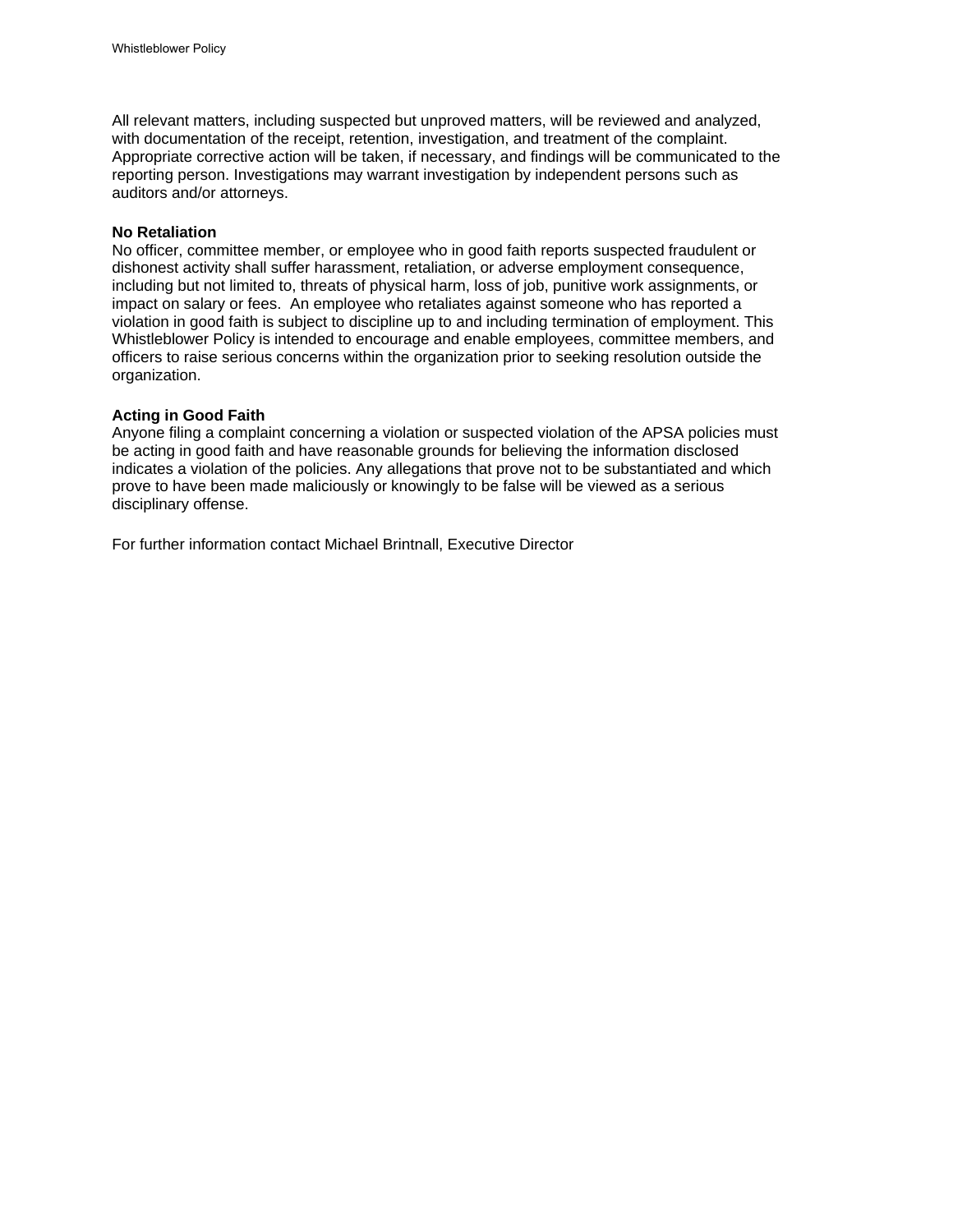All relevant matters, including suspected but unproved matters, will be reviewed and analyzed, with documentation of the receipt, retention, investigation, and treatment of the complaint. Appropriate corrective action will be taken, if necessary, and findings will be communicated to the reporting person. Investigations may warrant investigation by independent persons such as auditors and/or attorneys.

**No Retaliation**

No officer, committee member, or employee who in good faith reports suspected fraudulent or dishonest activity shall suffer harassment, retaliation, or adverse employment consequence, including but not limited to, threats of physical harm, loss of job, punitive work assignments, or impact on salary or fees. An employee who retaliates against someone who has reported a violation in good faith is subject to discipline up to and including termination of employment. This Whistleblower Policy is intended to encourage and enable employees, committee members, and officers to raise serious concerns within the organization prior to seeking resolution outside the organization.

**Acting in Good Faith**

Anyone filing a complaint concerning a violation or suspected violation of the APSA policies must be acting in good faith and have reasonable grounds for believing the information disclosed indicates a violation of the policies. Any allegations that prove not to be substantiated and which prove to have been made maliciously or knowingly to be false will be viewed as a serious disciplinary offense.

For further information contact Michael Brintnall, Executive Director